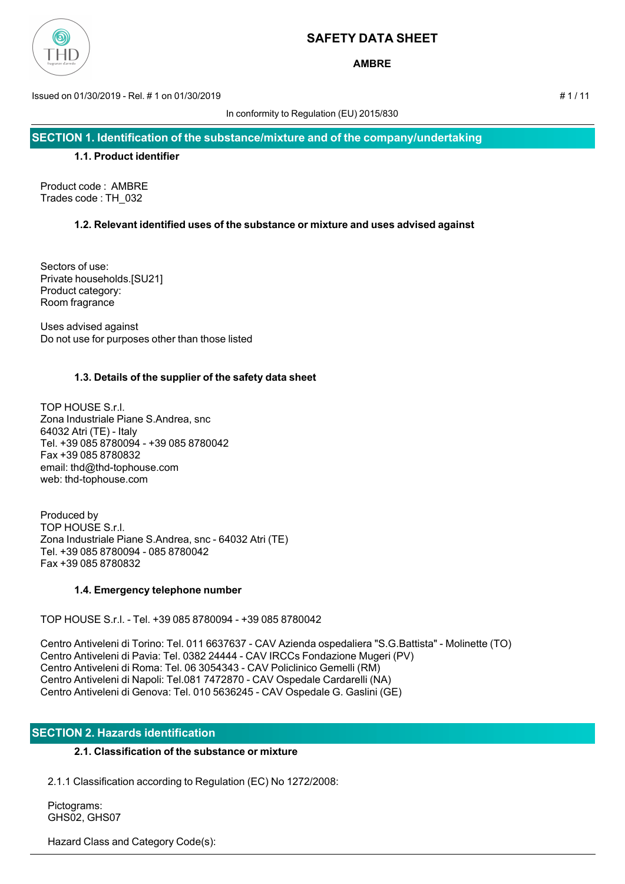# SAFETY DATA SHEET

**AMBRE**

Issued on 01/30/2019 - Rel. # 1 on 01/30/2019

In conformity to Regulation (EU) 2015/830

## SECTION 1. Identification of the substance/mixture and of the company/undertaking

### 1.1. Product identifier

Product code : AMBRE
Trades code : TH_032

### 1.2. Relevant identified uses of the substance or mixture and uses advised against

Sectors of use:
Private households.[SU21]
Product category:
Room fragrance

Uses advised against
Do not use for purposes other than those listed

### 1.3. Details of the supplier of the safety data sheet

TOP HOUSE S.r.l.
Zona Industriale Piane S.Andrea, snc
64032 Atri (TE) - Italy
Tel. +39 085 8780094 - +39 085 8780042
Fax +39 085 8780832
email: thd@thd-tophouse.com
web: thd-tophouse.com

Produced by
TOP HOUSE S.r.l.
Zona Industriale Piane S.Andrea, snc - 64032 Atri (TE)
Tel. +39 085 8780094 - 085 8780042
Fax +39 085 8780832

### 1.4. Emergency telephone number

TOP HOUSE S.r.l. - Tel. +39 085 8780094 - +39 085 8780042

Centro Antiveleni di Torino: Tel. 011 6637637 - CAV Azienda ospedaliera "S.G.Battista" - Molinette (TO)
Centro Antiveleni di Pavia: Tel. 0382 24444 - CAV IRCCs Fondazione Mugeri (PV)
Centro Antiveleni di Roma: Tel. 06 3054343 - CAV Policlinico Gemelli (RM)
Centro Antiveleni di Napoli: Tel.081 7472870 - CAV Ospedale Cardarelli (NA)
Centro Antiveleni di Genova: Tel. 010 5636245 - CAV Ospedale G. Gaslini (GE)

## SECTION 2. Hazards identification

### 2.1. Classification of the substance or mixture

2.1.1 Classification according to Regulation (EC) No 1272/2008:

Pictograms:
GHS02, GHS07

Hazard Class and Category Code(s):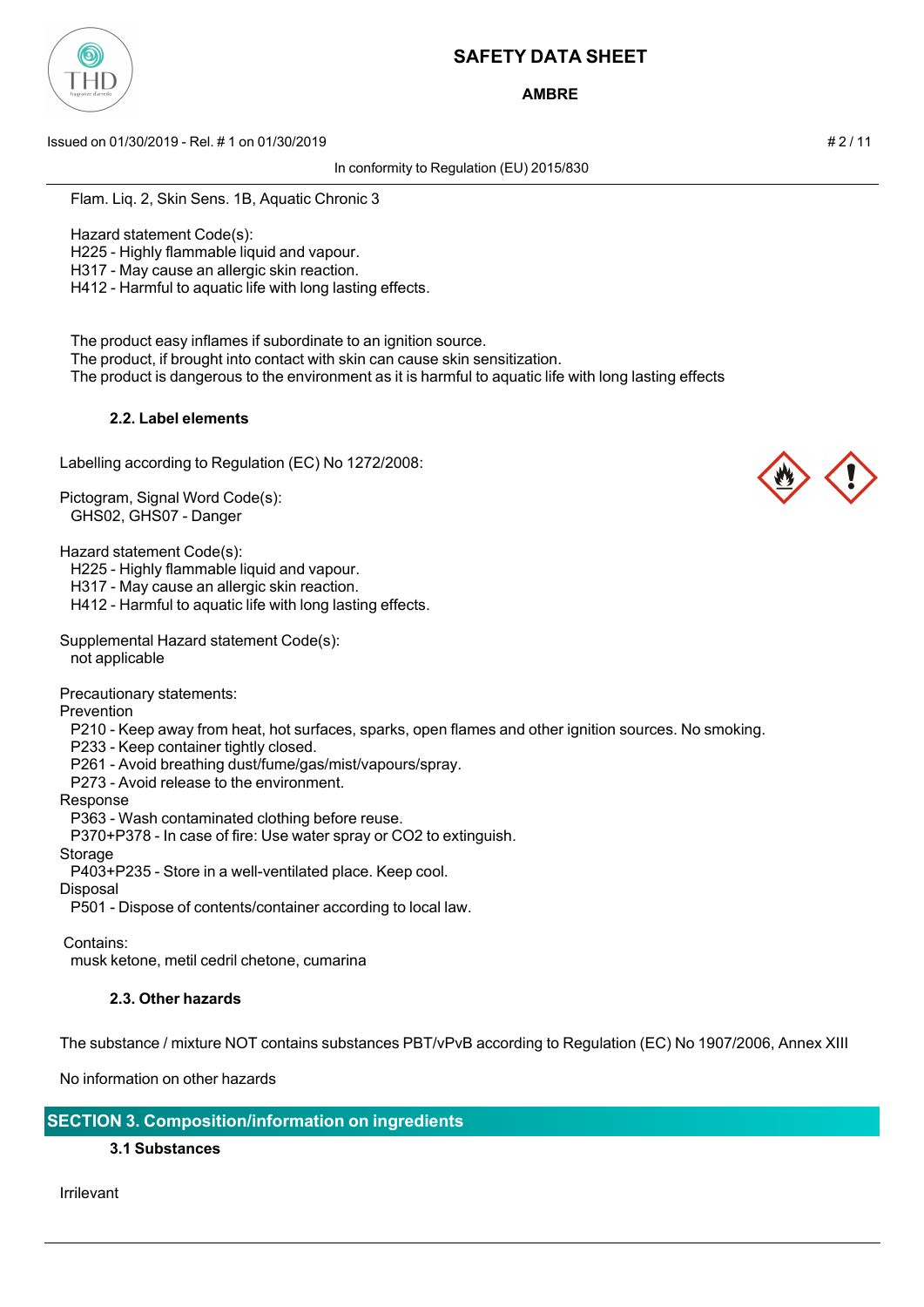Flam. Liq. 2, Skin Sens. 1B, Aquatic Chronic 3

Hazard statement Code(s):
H225 - Highly flammable liquid and vapour.
H317 - May cause an allergic skin reaction.
H412 - Harmful to aquatic life with long lasting effects.

The product easy inflames if subordinate to an ignition source.
The product, if brought into contact with skin can cause skin sensitization.
The product is dangerous to the environment as it is harmful to aquatic life with long lasting effects

#### 2.2. Label elements

Labelling according to Regulation (EC) No 1272/2008:

Pictogram, Signal Word Code(s):
GHS02, GHS07 - Danger

Hazard statement Code(s):
H225 - Highly flammable liquid and vapour.
H317 - May cause an allergic skin reaction.
H412 - Harmful to aquatic life with long lasting effects.

Supplemental Hazard statement Code(s):
not applicable

Precautionary statements:
Prevention
P210 - Keep away from heat, hot surfaces, sparks, open flames and other ignition sources. No smoking.
P233 - Keep container tightly closed.
P261 - Avoid breathing dust/fume/gas/mist/vapours/spray.
P273 - Avoid release to the environment.
Response
P363 - Wash contaminated clothing before reuse.
P370+P378 - In case of fire: Use water spray or CO2 to extinguish.
Storage
P403+P235 - Store in a well-ventilated place. Keep cool.
Disposal
P501 - Dispose of contents/container according to local law.

Contains:
musk ketone, metil cedril chetone, cumarina

#### 2.3. Other hazards

The substance / mixture NOT contains substances PBT/vPvB according to Regulation (EC) No 1907/2006, Annex XIII

No information on other hazards

## SECTION 3. Composition/information on ingredients

#### 3.1 Substances

Irrilevant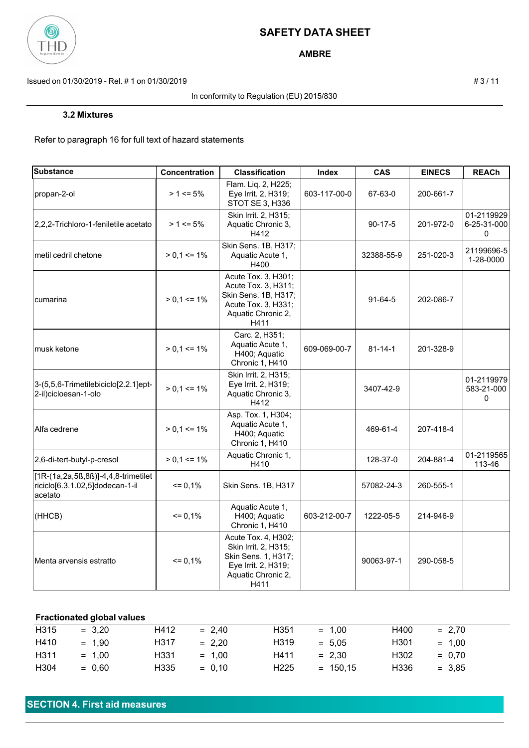### 3.2 Mixtures

Refer to paragraph 16 for full text of hazard statements

| Substance | Concentration | Classification | Index | CAS | EINECS | REACh |
|---|---|---|---|---|---|---|
| propan-2-ol | > 1 <= 5% | Flam. Liq. 2, H225; Eye Irrit. 2, H319; STOT SE 3, H336 | 603-117-00-0 | 67-63-0 | 200-661-7 | |
| 2,2,2-Trichloro-1-feniletile acetato | > 1 <= 5% | Skin Irrit. 2, H315; Aquatic Chronic 3, H412 | | 90-17-5 | 201-972-0 | 01-2119929 6-25-31-000 0 |
| metil cedril chetone | > 0,1 <= 1% | Skin Sens. 1B, H317; Aquatic Acute 1, H400 | | 32388-55-9 | 251-020-3 | 21199696-5 1-28-0000 |
| cumarina | > 0,1 <= 1% | Acute Tox. 3, H301; Acute Tox. 3, H311; Skin Sens. 1B, H317; Acute Tox. 3, H331; Aquatic Chronic 2, H411 | | 91-64-5 | 202-086-7 | |
| musk ketone | > 0,1 <= 1% | Carc. 2, H351; Aquatic Acute 1, H400; Aquatic Chronic 1, H410 | 609-069-00-7 | 81-14-1 | 201-328-9 | |
| 3-(5,5,6-Trimetilebiciclo[2.2.1]ept-2-il)cicloesan-1-olo | > 0,1 <= 1% | Skin Irrit. 2, H315; Eye Irrit. 2, H319; Aquatic Chronic 3, H412 | | 3407-42-9 | | 01-2119979 583-21-000 0 |
| Alfa cedrene | > 0,1 <= 1% | Asp. Tox. 1, H304; Aquatic Acute 1, H400; Aquatic Chronic 1, H410 | | 469-61-4 | 207-418-4 | |
| 2,6-di-tert-butyl-p-cresol | > 0,1 <= 1% | Aquatic Chronic 1, H410 | | 128-37-0 | 204-881-4 | 01-2119565 113-46 |
| [1R-(1a,2a,5ß,8ß)]-4,4,8-trimetiltriciclo[6.3.1.02,5]dodecan-1-il acetato | <= 0,1% | Skin Sens. 1B, H317 | | 57082-24-3 | 260-555-1 | |
| (HHCB) | <= 0,1% | Aquatic Acute 1, H400; Aquatic Chronic 1, H410 | 603-212-00-7 | 1222-05-5 | 214-946-9 | |
| Menta arvensis estratto | <= 0,1% | Acute Tox. 4, H302; Skin Irrit. 2, H315; Skin Sens. 1, H317; Eye Irrit. 2, H319; Aquatic Chronic 2, H411 | | 90063-97-1 | 290-058-5 | |

**Fractionated global values**

| | | | | | | | |
|---|---|---|---|---|---|---|---|
| H315 | = 3,20 | H412 | = 2,40 | H351 | = 1,00 | H400 | = 2,70 |
| H410 | = 1,90 | H317 | = 2,20 | H319 | = 5,05 | H301 | = 1,00 |
| H311 | = 1,00 | H331 | = 1,00 | H411 | = 2,30 | H302 | = 0,70 |
| H304 | = 0,60 | H335 | = 0,10 | H225 | = 150,15 | H336 | = 3,85 |

## SECTION 4. First aid measures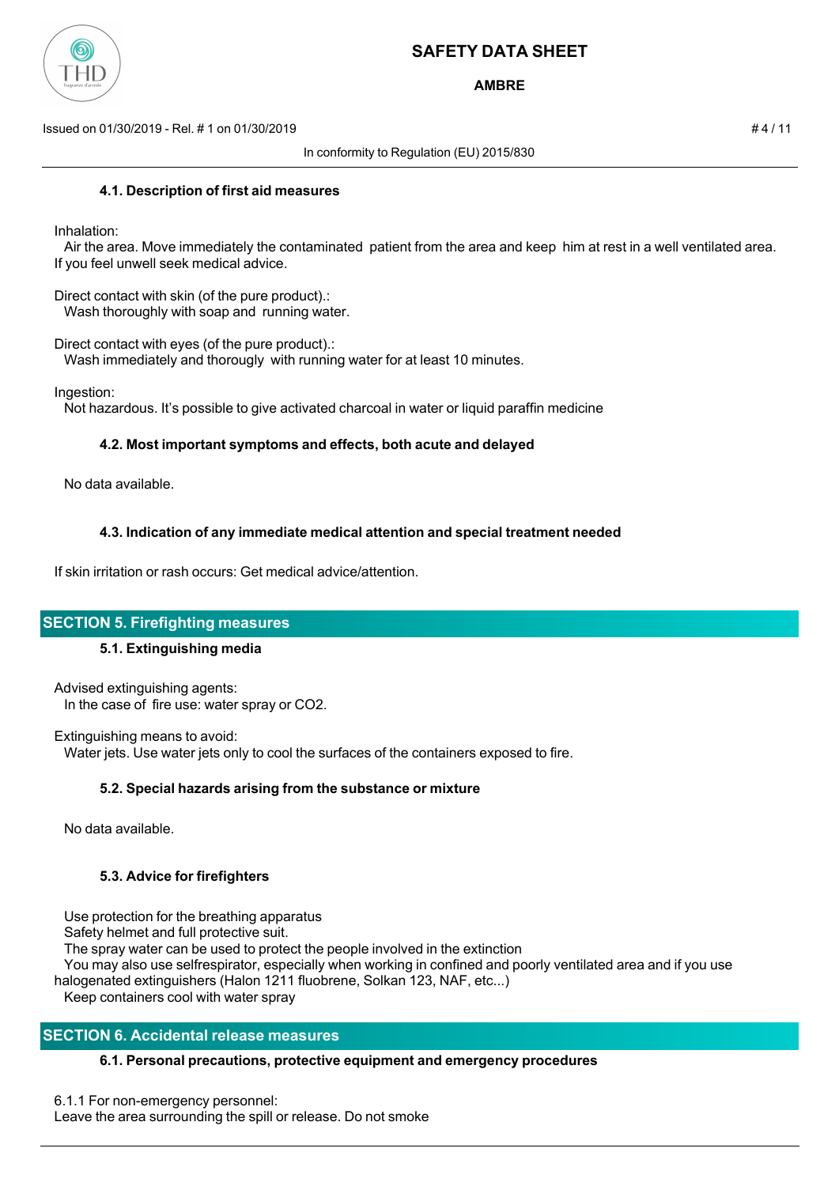#### 4.1. Description of first aid measures

Inhalation:
Air the area. Move immediately the contaminated patient from the area and keep him at rest in a well ventilated area. If you feel unwell seek medical advice.

Direct contact with skin (of the pure product).:
Wash thoroughly with soap and running water.

Direct contact with eyes (of the pure product).:
Wash immediately and thorougly with running water for at least 10 minutes.

Ingestion:
Not hazardous. It's possible to give activated charcoal in water or liquid paraffin medicine

#### 4.2. Most important symptoms and effects, both acute and delayed

No data available.

#### 4.3. Indication of any immediate medical attention and special treatment needed

If skin irritation or rash occurs: Get medical advice/attention.

## SECTION 5. Firefighting measures

#### 5.1. Extinguishing media

Advised extinguishing agents:
In the case of fire use: water spray or $CO_2$.

Extinguishing means to avoid:
Water jets. Use water jets only to cool the surfaces of the containers exposed to fire.

#### 5.2. Special hazards arising from the substance or mixture

No data available.

#### 5.3. Advice for firefighters

Use protection for the breathing apparatus
Safety helmet and full protective suit.
The spray water can be used to protect the people involved in the extinction
You may also use selfrespirator, especially when working in confined and poorly ventilated area and if you use halogenated extinguishers (Halon 1211 fluobrene, Solkan 123, NAF, etc...)
Keep containers cool with water spray

## SECTION 6. Accidental release measures

#### 6.1. Personal precautions, protective equipment and emergency procedures

6.1.1 For non-emergency personnel:
Leave the area surrounding the spill or release. Do not smoke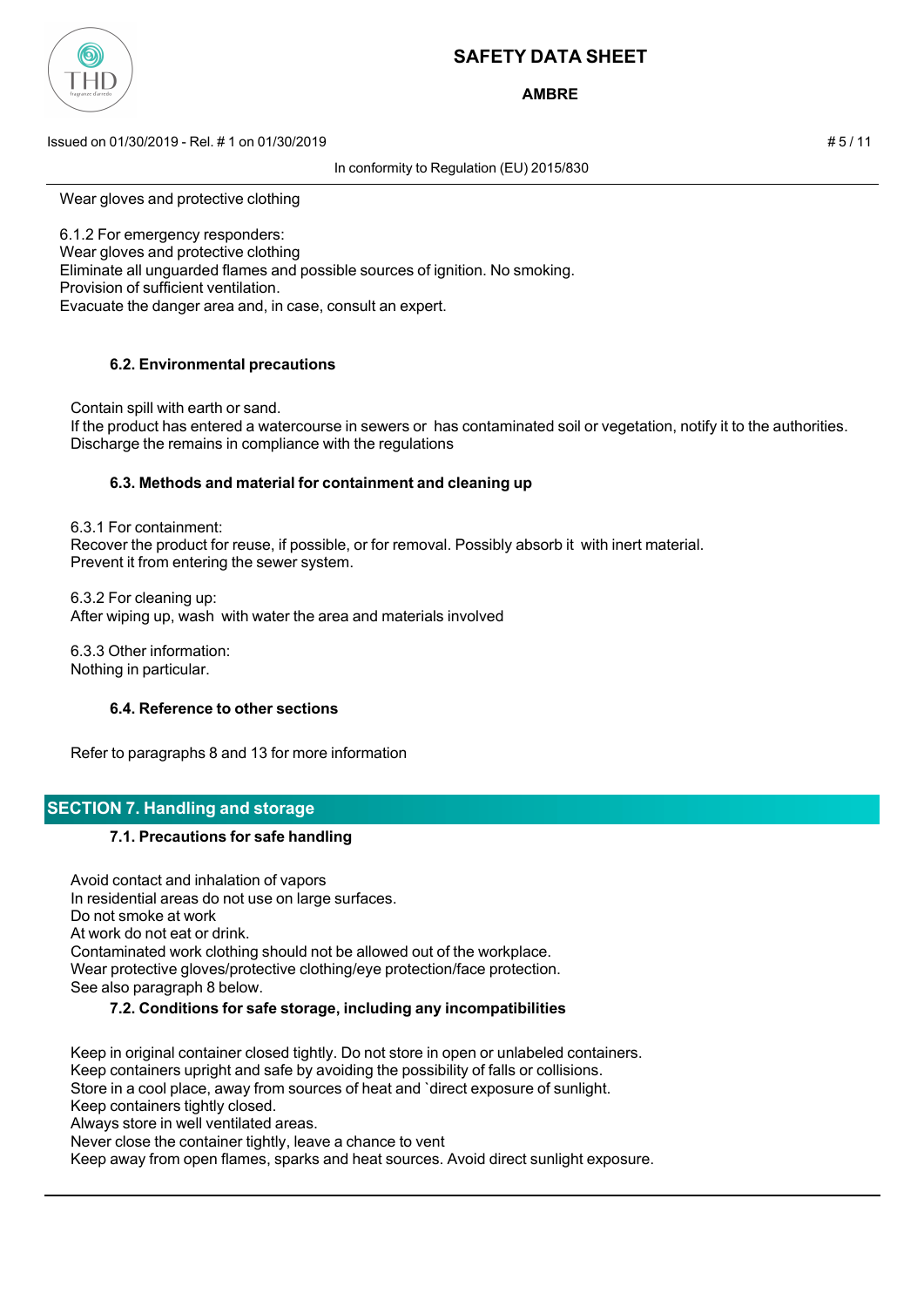Wear gloves and protective clothing

6.1.2 For emergency responders:
Wear gloves and protective clothing
Eliminate all unguarded flames and possible sources of ignition. No smoking.
Provision of sufficient ventilation.
Evacuate the danger area and, in case, consult an expert.

### 6.2. Environmental precautions

Contain spill with earth or sand.
If the product has entered a watercourse in sewers or  has contaminated soil or vegetation, notify it to the authorities.
Discharge the remains in compliance with the regulations

### 6.3. Methods and material for containment and cleaning up

6.3.1 For containment:
Recover the product for reuse, if possible, or for removal. Possibly absorb it  with inert material.
Prevent it from entering the sewer system.

6.3.2 For cleaning up:
After wiping up, wash  with water the area and materials involved

6.3.3 Other information:
Nothing in particular.

### 6.4. Reference to other sections

Refer to paragraphs 8 and 13 for more information

## SECTION 7. Handling and storage

### 7.1. Precautions for safe handling

Avoid contact and inhalation of vapors
In residential areas do not use on large surfaces.
Do not smoke at work
At work do not eat or drink.
Contaminated work clothing should not be allowed out of the workplace.
Wear protective gloves/protective clothing/eye protection/face protection.
See also paragraph 8 below.

### 7.2. Conditions for safe storage, including any incompatibilities

Keep in original container closed tightly. Do not store in open or unlabeled containers.
Keep containers upright and safe by avoiding the possibility of falls or collisions.
Store in a cool place, away from sources of heat and `direct exposure of sunlight.
Keep containers tightly closed.
Always store in well ventilated areas.
Never close the container tightly, leave a chance to vent
Keep away from open flames, sparks and heat sources. Avoid direct sunlight exposure.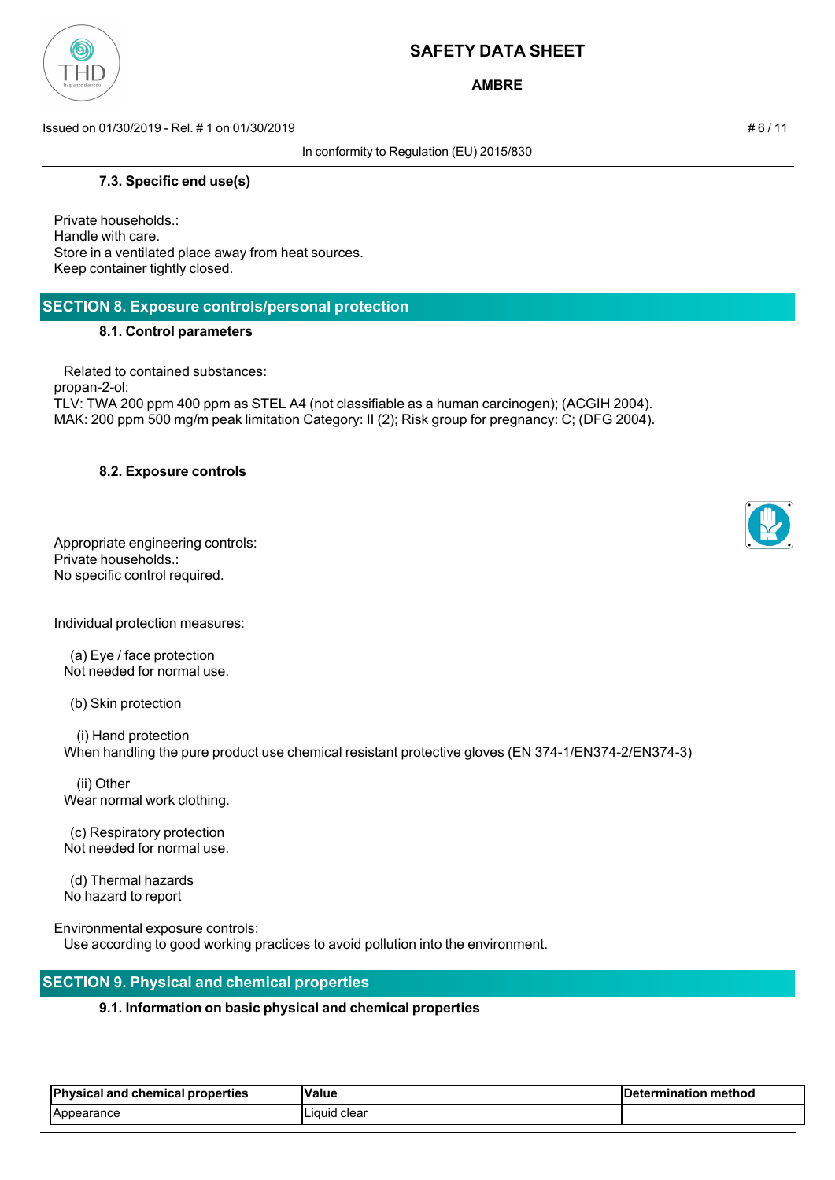### 7.3. Specific end use(s)

Private households.:
Handle with care.
Store in a ventilated place away from heat sources.
Keep container tightly closed.

## SECTION 8. Exposure controls/personal protection

### 8.1. Control parameters

Related to contained substances:
propan-2-ol:
TLV: TWA 200 ppm 400 ppm as STEL A4 (not classifiable as a human carcinogen); (ACGIH 2004).
MAK: 200 ppm 500 mg/m peak limitation Category: II (2); Risk group for pregnancy: C; (DFG 2004).

### 8.2. Exposure controls

Appropriate engineering controls:
Private households.:
No specific control required.

Individual protection measures:

(a) Eye / face protection
Not needed for normal use.

(b) Skin protection

(i) Hand protection
When handling the pure product use chemical resistant protective gloves (EN 374-1/EN374-2/EN374-3)

(ii) Other
Wear normal work clothing.

(c) Respiratory protection
Not needed for normal use.

(d) Thermal hazards
No hazard to report

Environmental exposure controls:
Use according to good working practices to avoid pollution into the environment.

## SECTION 9. Physical and chemical properties

### 9.1. Information on basic physical and chemical properties

| Physical and chemical properties | Value | Determination method |
|---|---|---|
| Appearance | Liquid clear | |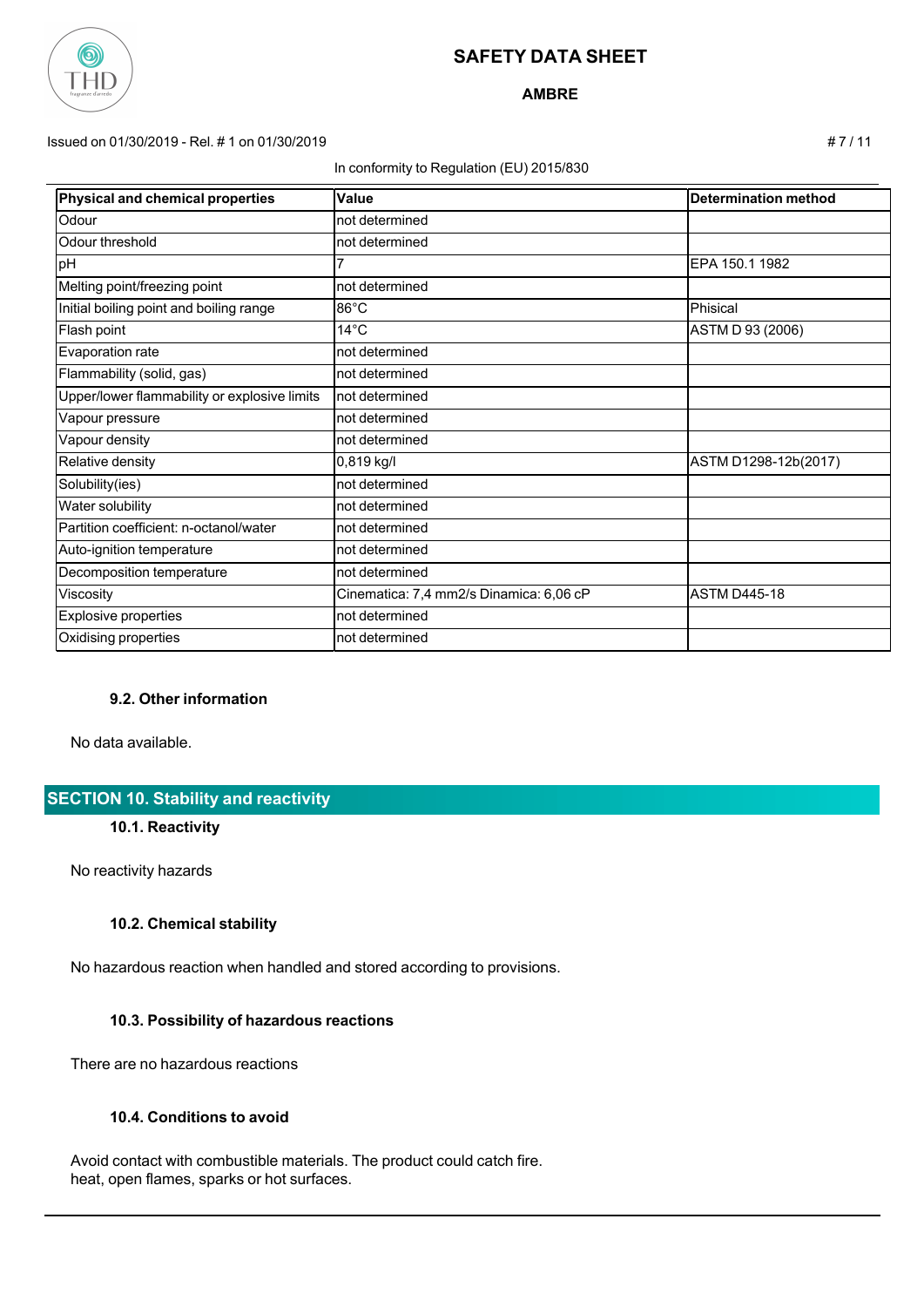| Physical and chemical properties | Value | Determination method |
| --- | --- | --- |
| Odour | not determined | |
| Odour threshold | not determined | |
| pH | 7 | EPA 150.1 1982 |
| Melting point/freezing point | not determined | |
| Initial boiling point and boiling range | 86°C | Phisical |
| Flash point | 14°C | ASTM D 93 (2006) |
| Evaporation rate | not determined | |
| Flammability (solid, gas) | not determined | |
| Upper/lower flammability or explosive limits | not determined | |
| Vapour pressure | not determined | |
| Vapour density | not determined | |
| Relative density | 0,819 kg/l | ASTM D1298-12b(2017) |
| Solubility(ies) | not determined | |
| Water solubility | not determined | |
| Partition coefficient: n-octanol/water | not determined | |
| Auto-ignition temperature | not determined | |
| Decomposition temperature | not determined | |
| Viscosity | Cinematica: 7,4 mm2/s Dinamica: 6,06 cP | ASTM D445-18 |
| Explosive properties | not determined | |
| Oxidising properties | not determined | |

### 9.2. Other information

No data available.

## SECTION 10. Stability and reactivity

### 10.1. Reactivity

No reactivity hazards

### 10.2. Chemical stability

No hazardous reaction when handled and stored according to provisions.

### 10.3. Possibility of hazardous reactions

There are no hazardous reactions

### 10.4. Conditions to avoid

Avoid contact with combustible materials. The product could catch fire.
heat, open flames, sparks or hot surfaces.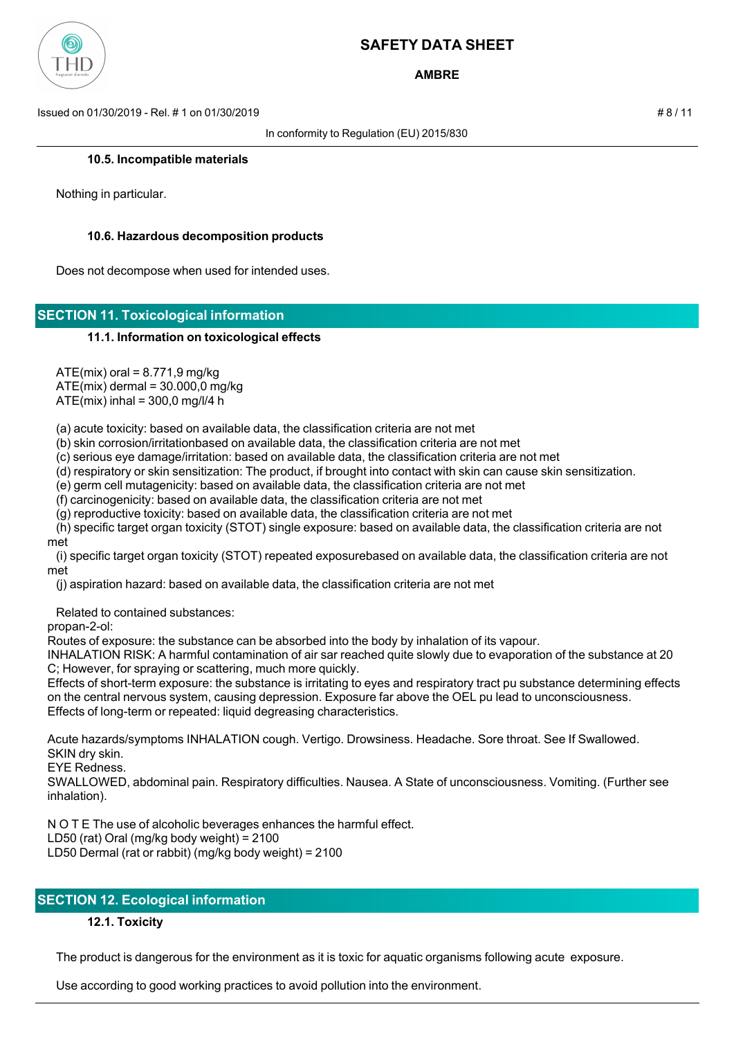### 10.5. Incompatible materials

Nothing in particular.

### 10.6. Hazardous decomposition products

Does not decompose when used for intended uses.

## SECTION 11. Toxicological information

### 11.1. Information on toxicological effects

ATE(mix) oral = 8.771,9 mg/kg
ATE(mix) dermal = 30.000,0 mg/kg
ATE(mix) inhal = 300,0 mg/l/4 h

(a) acute toxicity: based on available data, the classification criteria are not met
(b) skin corrosion/irritationbased on available data, the classification criteria are not met
(c) serious eye damage/irritation: based on available data, the classification criteria are not met
(d) respiratory or skin sensitization: The product, if brought into contact with skin can cause skin sensitization.
(e) germ cell mutagenicity: based on available data, the classification criteria are not met
(f) carcinogenicity: based on available data, the classification criteria are not met
(g) reproductive toxicity: based on available data, the classification criteria are not met
(h) specific target organ toxicity (STOT) single exposure: based on available data, the classification criteria are not met
(i) specific target organ toxicity (STOT) repeated exposurebased on available data, the classification criteria are not met
(j) aspiration hazard: based on available data, the classification criteria are not met

Related to contained substances:
propan-2-ol:
Routes of exposure: the substance can be absorbed into the body by inhalation of its vapour.
INHALATION RISK: A harmful contamination of air sar reached quite slowly due to evaporation of the substance at 20 C; However, for spraying or scattering, much more quickly.
Effects of short-term exposure: the substance is irritating to eyes and respiratory tract pu substance determining effects on the central nervous system, causing depression. Exposure far above the OEL pu lead to unconsciousness.
Effects of long-term or repeated: liquid degreasing characteristics.

Acute hazards/symptoms INHALATION cough. Vertigo. Drowsiness. Headache. Sore throat. See If Swallowed.
SKIN dry skin.
EYE Redness.
SWALLOWED, abdominal pain. Respiratory difficulties. Nausea. A State of unconsciousness. Vomiting. (Further see inhalation).

N O T E The use of alcoholic beverages enhances the harmful effect.
LD50 (rat) Oral (mg/kg body weight) = 2100
LD50 Dermal (rat or rabbit) (mg/kg body weight) = 2100

## SECTION 12. Ecological information

### 12.1. Toxicity

The product is dangerous for the environment as it is toxic for aquatic organisms following acute exposure.

Use according to good working practices to avoid pollution into the environment.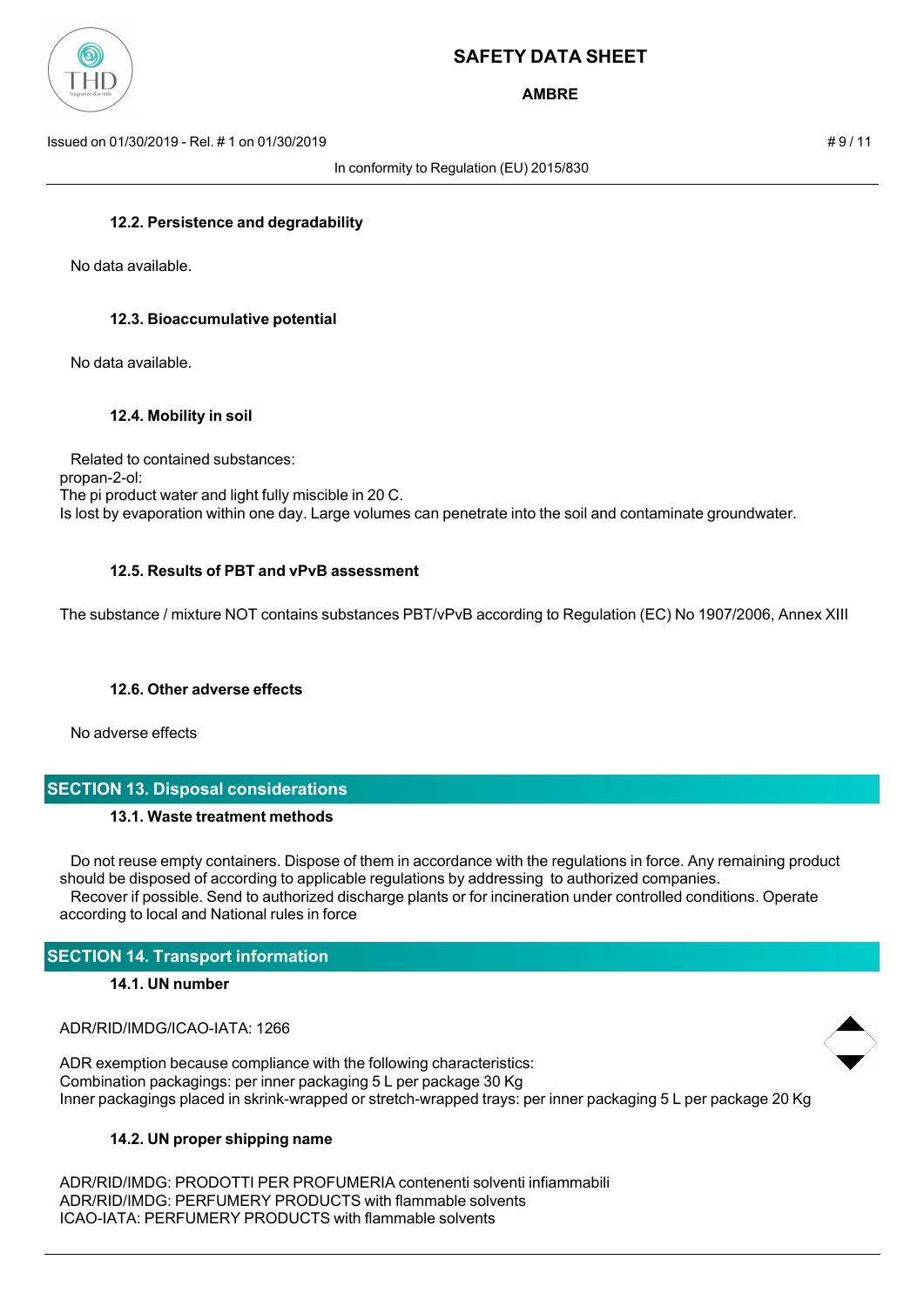#### 12.2. Persistence and degradability

No data available.

#### 12.3. Bioaccumulative potential

No data available.

#### 12.4. Mobility in soil

Related to contained substances:
propan-2-ol:
The pi product water and light fully miscible in 20 C.
Is lost by evaporation within one day. Large volumes can penetrate into the soil and contaminate groundwater.

#### 12.5. Results of PBT and vPvB assessment

The substance / mixture NOT contains substances PBT/vPvB according to Regulation (EC) No 1907/2006, Annex XIII

#### 12.6. Other adverse effects

No adverse effects

## SECTION 13. Disposal considerations

#### 13.1. Waste treatment methods

Do not reuse empty containers. Dispose of them in accordance with the regulations in force. Any remaining product should be disposed of according to applicable regulations by addressing to authorized companies.
Recover if possible. Send to authorized discharge plants or for incineration under controlled conditions. Operate according to local and National rules in force

## SECTION 14. Transport information

#### 14.1. UN number

ADR/RID/IMDG/ICAO-IATA: 1266

ADR exemption because compliance with the following characteristics:
Combination packagings: per inner packaging 5 L per package 30 Kg
Inner packagings placed in skrink-wrapped or stretch-wrapped trays: per inner packaging 5 L per package 20 Kg

#### 14.2. UN proper shipping name

ADR/RID/IMDG: PRODOTTI PER PROFUMERIA contenenti solventi infiammabili
ADR/RID/IMDG: PERFUMERY PRODUCTS with flammable solvents
ICAO-IATA: PERFUMERY PRODUCTS with flammable solvents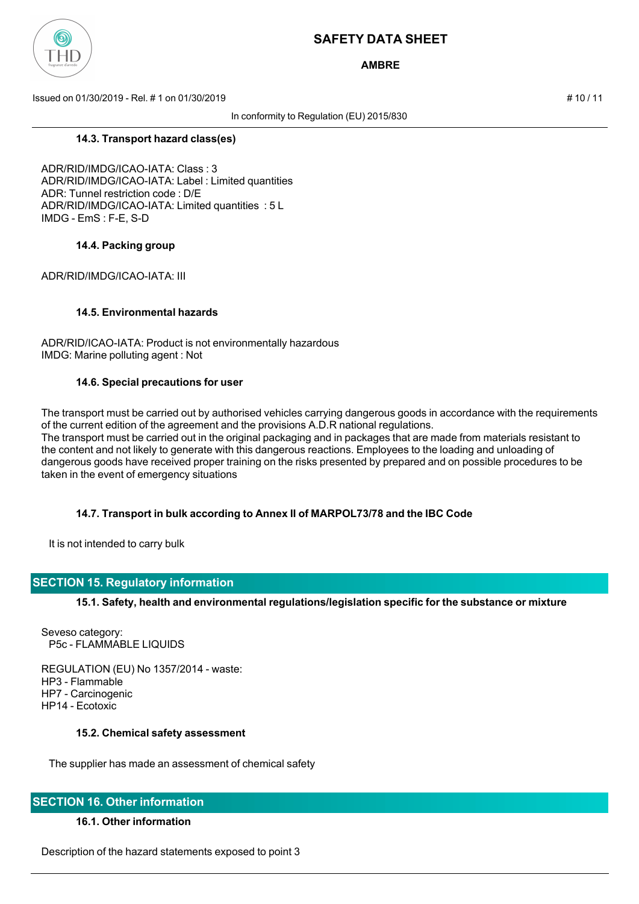### 14.3. Transport hazard class(es)

ADR/RID/IMDG/ICAO-IATA: Class : 3
ADR/RID/IMDG/ICAO-IATA: Label : Limited quantities
ADR: Tunnel restriction code : D/E
ADR/RID/IMDG/ICAO-IATA: Limited quantities : 5 L
IMDG - EmS : F-E, S-D

### 14.4. Packing group

ADR/RID/IMDG/ICAO-IATA: III

### 14.5. Environmental hazards

ADR/RID/ICAO-IATA: Product is not environmentally hazardous
IMDG: Marine polluting agent : Not

### 14.6. Special precautions for user

The transport must be carried out by authorised vehicles carrying dangerous goods in accordance with the requirements of the current edition of the agreement and the provisions A.D.R national regulations.
The transport must be carried out in the original packaging and in packages that are made from materials resistant to the content and not likely to generate with this dangerous reactions. Employees to the loading and unloading of dangerous goods have received proper training on the risks presented by prepared and on possible procedures to be taken in the event of emergency situations

### 14.7. Transport in bulk according to Annex II of MARPOL73/78 and the IBC Code

It is not intended to carry bulk

## SECTION 15. Regulatory information

### 15.1. Safety, health and environmental regulations/legislation specific for the substance or mixture

Seveso category:
P5c - FLAMMABLE LIQUIDS

REGULATION (EU) No 1357/2014 - waste:
HP3 - Flammable
HP7 - Carcinogenic
HP14 - Ecotoxic

### 15.2. Chemical safety assessment

The supplier has made an assessment of chemical safety

## SECTION 16. Other information

### 16.1. Other information

Description of the hazard statements exposed to point 3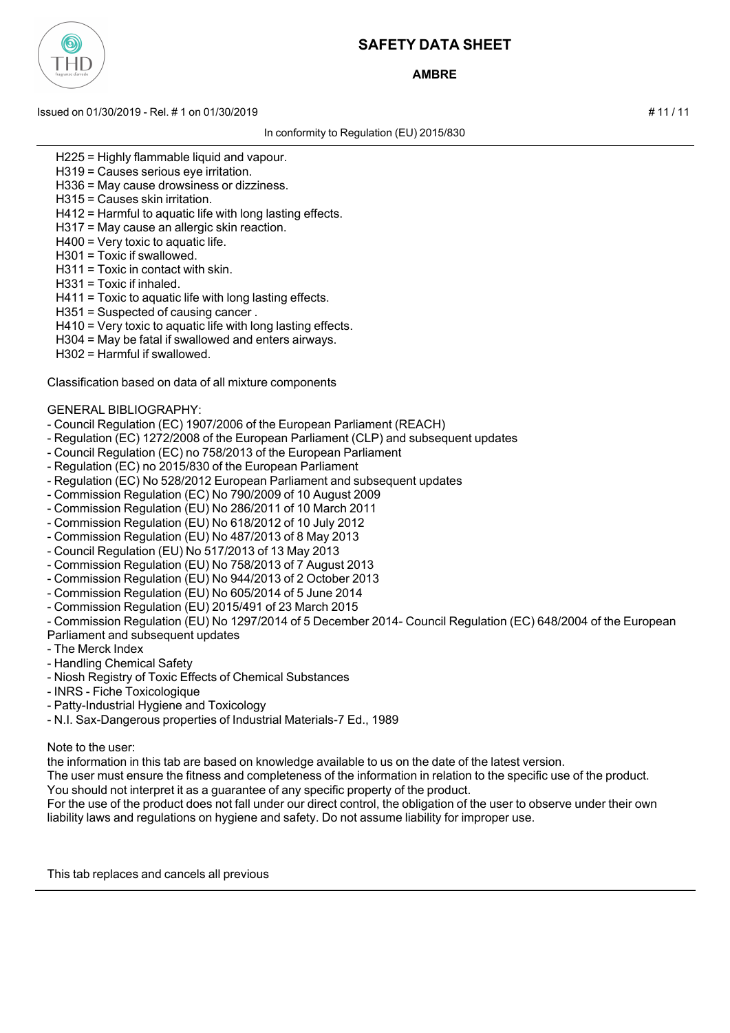H225 = Highly flammable liquid and vapour.
H319 = Causes serious eye irritation.
H336 = May cause drowsiness or dizziness.
H315 = Causes skin irritation.
H412 = Harmful to aquatic life with long lasting effects.
H317 = May cause an allergic skin reaction.
H400 = Very toxic to aquatic life.
H301 = Toxic if swallowed.
H311 = Toxic in contact with skin.
H331 = Toxic if inhaled.
H411 = Toxic to aquatic life with long lasting effects.
H351 = Suspected of causing cancer .
H410 = Very toxic to aquatic life with long lasting effects.
H304 = May be fatal if swallowed and enters airways.
H302 = Harmful if swallowed.

Classification based on data of all mixture components

GENERAL BIBLIOGRAPHY:

- Council Regulation (EC) 1907/2006 of the European Parliament (REACH)
- Regulation (EC) 1272/2008 of the European Parliament (CLP) and subsequent updates
- Council Regulation (EC) no 758/2013 of the European Parliament
- Regulation (EC) no 2015/830 of the European Parliament
- Regulation (EC) No 528/2012 European Parliament and subsequent updates
- Commission Regulation (EC) No 790/2009 of 10 August 2009
- Commission Regulation (EU) No 286/2011 of 10 March 2011
- Commission Regulation (EU) No 618/2012 of 10 July 2012
- Commission Regulation (EU) No 487/2013 of 8 May 2013
- Council Regulation (EU) No 517/2013 of 13 May 2013
- Commission Regulation (EU) No 758/2013 of 7 August 2013
- Commission Regulation (EU) No 944/2013 of 2 October 2013
- Commission Regulation (EU) No 605/2014 of 5 June 2014
- Commission Regulation (EU) 2015/491 of 23 March 2015
- Commission Regulation (EU) No 1297/2014 of 5 December 2014- Council Regulation (EC) 648/2004 of the European Parliament and subsequent updates
- The Merck Index
- Handling Chemical Safety
- Niosh Registry of Toxic Effects of Chemical Substances
- INRS - Fiche Toxicologique
- Patty-Industrial Hygiene and Toxicology
- N.I. Sax-Dangerous properties of Industrial Materials-7 Ed., 1989

Note to the user:
the information in this tab are based on knowledge available to us on the date of the latest version.
The user must ensure the fitness and completeness of the information in relation to the specific use of the product.
You should not interpret it as a guarantee of any specific property of the product.
For the use of the product does not fall under our direct control, the obligation of the user to observe under their own liability laws and regulations on hygiene and safety. Do not assume liability for improper use.

This tab replaces and cancels all previous